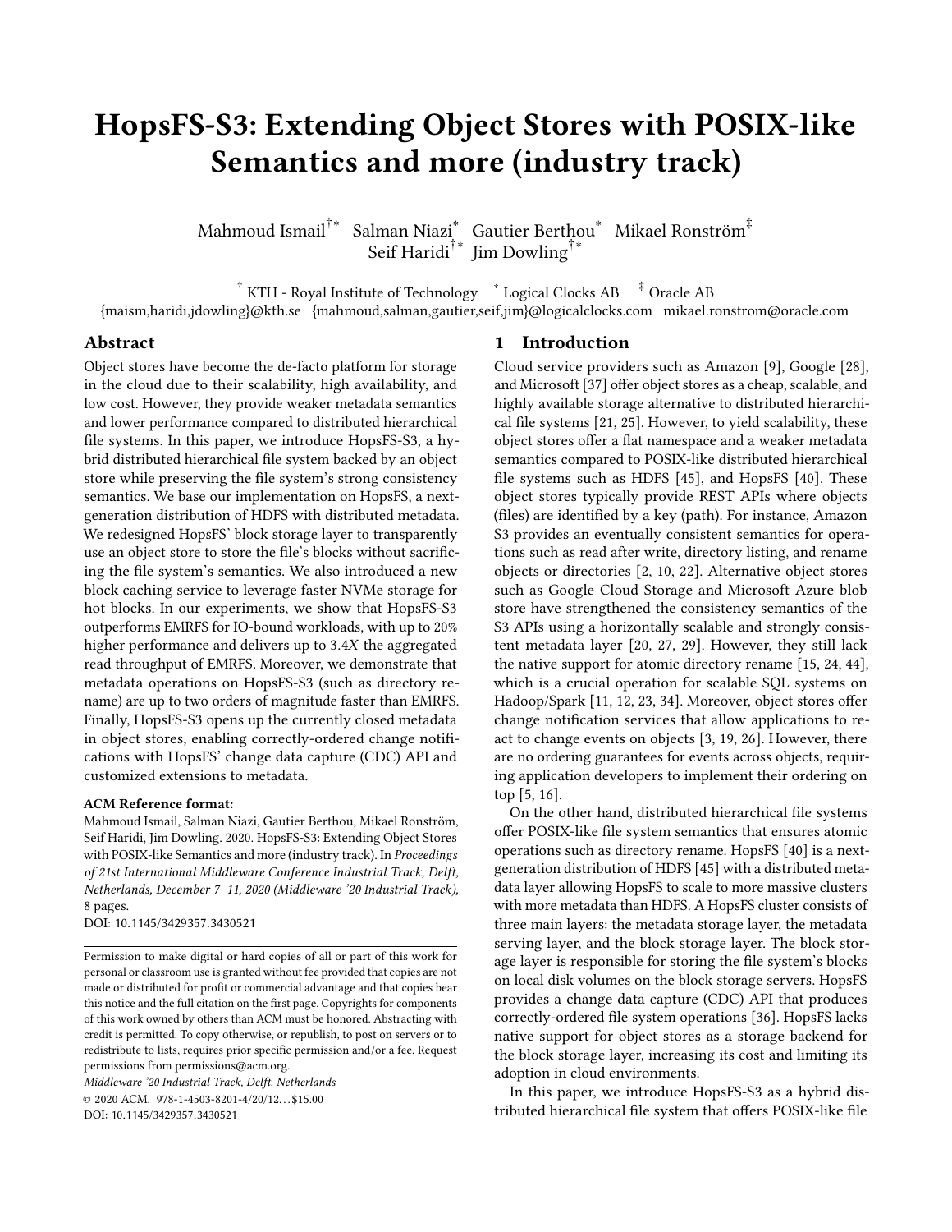# HopsFS-S3: Extending Object Stores with POSIX-like Semantics and more (industry track)

Mahmoud Ismail[†*] Salman Niazi[*] Gautier Berthou[*] Mikael Ronström[‡]
Seif Haridi[†*] Jim Dowling[†*]

[†] KTH - Royal Institute of Technology [*] Logical Clocks AB [‡] Oracle AB
{maism,haridi,jdowling}@kth.se {mahmoud,salman,gautier,seif,jim}@logicalclocks.com mikael.ronstrom@oracle.com

## Abstract

Object stores have become the de-facto platform for storage in the cloud due to their scalability, high availability, and low cost. However, they provide weaker metadata semantics and lower performance compared to distributed hierarchical file systems. In this paper, we introduce HopsFS-S3, a hybrid distributed hierarchical file system backed by an object store while preserving the file system's strong consistency semantics. We base our implementation on HopsFS, a next-generation distribution of HDFS with distributed metadata. We redesigned HopsFS' block storage layer to transparently use an object store to store the file's blocks without sacrificing the file system's semantics. We also introduced a new block caching service to leverage faster NVMe storage for hot blocks. In our experiments, we show that HopsFS-S3 outperforms EMRFS for IO-bound workloads, with up to 20% higher performance and delivers up to 3.4*X* the aggregated read throughput of EMRFS. Moreover, we demonstrate that metadata operations on HopsFS-S3 (such as directory rename) are up to two orders of magnitude faster than EMRFS. Finally, HopsFS-S3 opens up the currently closed metadata in object stores, enabling correctly-ordered change notifications with HopsFS' change data capture (CDC) API and customized extensions to metadata.

**ACM Reference format:**
Mahmoud Ismail, Salman Niazi, Gautier Berthou, Mikael Ronström, Seif Haridi, Jim Dowling. 2020. HopsFS-S3: Extending Object Stores with POSIX-like Semantics and more (industry track). In *Proceedings of 21st International Middleware Conference Industrial Track, Delft, Netherlands, December 7–11, 2020 (Middleware '20 Industrial Track),* 8 pages.
DOI: 10.1145/3429357.3430521

Permission to make digital or hard copies of all or part of this work for personal or classroom use is granted without fee provided that copies are not made or distributed for profit or commercial advantage and that copies bear this notice and the full citation on the first page. Copyrights for components of this work owned by others than ACM must be honored. Abstracting with credit is permitted. To copy otherwise, or republish, to post on servers or to redistribute to lists, requires prior specific permission and/or a fee. Request permissions from permissions@acm.org.
*Middleware '20 Industrial Track, Delft, Netherlands*
© 2020 ACM. 978-1-4503-8201-4/20/12…$15.00
DOI: 10.1145/3429357.3430521

## 1 Introduction

Cloud service providers such as Amazon [9], Google [28], and Microsoft [37] offer object stores as a cheap, scalable, and highly available storage alternative to distributed hierarchical file systems [21, 25]. However, to yield scalability, these object stores offer a flat namespace and a weaker metadata semantics compared to POSIX-like distributed hierarchical file systems such as HDFS [45], and HopsFS [40]. These object stores typically provide REST APIs where objects (files) are identified by a key (path). For instance, Amazon S3 provides an eventually consistent semantics for operations such as read after write, directory listing, and rename objects or directories [2, 10, 22]. Alternative object stores such as Google Cloud Storage and Microsoft Azure blob store have strengthened the consistency semantics of the S3 APIs using a horizontally scalable and strongly consistent metadata layer [20, 27, 29]. However, they still lack the native support for atomic directory rename [15, 24, 44], which is a crucial operation for scalable SQL systems on Hadoop/Spark [11, 12, 23, 34]. Moreover, object stores offer change notification services that allow applications to react to change events on objects [3, 19, 26]. However, there are no ordering guarantees for events across objects, requiring application developers to implement their ordering on top [5, 16].

On the other hand, distributed hierarchical file systems offer POSIX-like file system semantics that ensures atomic operations such as directory rename. HopsFS [40] is a next-generation distribution of HDFS [45] with a distributed metadata layer allowing HopsFS to scale to more massive clusters with more metadata than HDFS. A HopsFS cluster consists of three main layers: the metadata storage layer, the metadata serving layer, and the block storage layer. The block storage layer is responsible for storing the file system's blocks on local disk volumes on the block storage servers. HopsFS provides a change data capture (CDC) API that produces correctly-ordered file system operations [36]. HopsFS lacks native support for object stores as a storage backend for the block storage layer, increasing its cost and limiting its adoption in cloud environments.

In this paper, we introduce HopsFS-S3 as a hybrid distributed hierarchical file system that offers POSIX-like file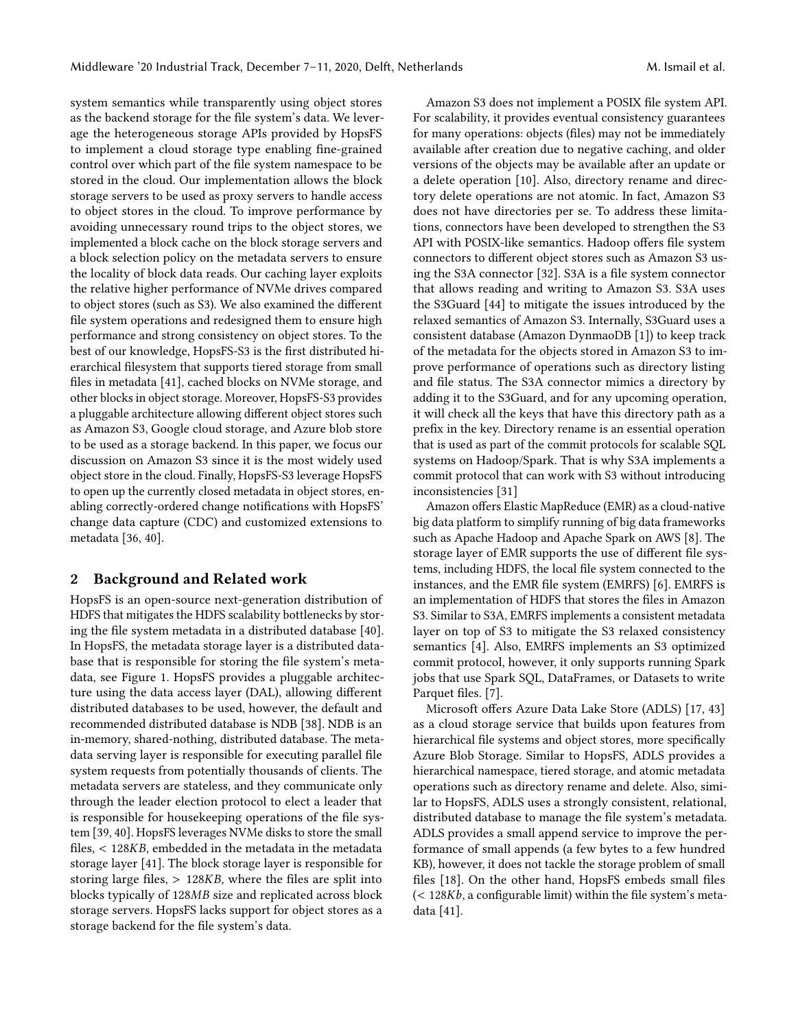system semantics while transparently using object stores as the backend storage for the file system's data. We leverage the heterogeneous storage APIs provided by HopsFS to implement a cloud storage type enabling fine-grained control over which part of the file system namespace to be stored in the cloud. Our implementation allows the block storage servers to be used as proxy servers to handle access to object stores in the cloud. To improve performance by avoiding unnecessary round trips to the object stores, we implemented a block cache on the block storage servers and a block selection policy on the metadata servers to ensure the locality of block data reads. Our caching layer exploits the relative higher performance of NVMe drives compared to object stores (such as S3). We also examined the different file system operations and redesigned them to ensure high performance and strong consistency on object stores. To the best of our knowledge, HopsFS-S3 is the first distributed hierarchical filesystem that supports tiered storage from small files in metadata [41], cached blocks on NVMe storage, and other blocks in object storage. Moreover, HopsFS-S3 provides a pluggable architecture allowing different object stores such as Amazon S3, Google cloud storage, and Azure blob store to be used as a storage backend. In this paper, we focus our discussion on Amazon S3 since it is the most widely used object store in the cloud. Finally, HopsFS-S3 leverage HopsFS to open up the currently closed metadata in object stores, enabling correctly-ordered change notifications with HopsFS' change data capture (CDC) and customized extensions to metadata [36, 40].

## 2 Background and Related work

HopsFS is an open-source next-generation distribution of HDFS that mitigates the HDFS scalability bottlenecks by storing the file system metadata in a distributed database [40]. In HopsFS, the metadata storage layer is a distributed database that is responsible for storing the file system's metadata, see Figure 1. HopsFS provides a pluggable architecture using the data access layer (DAL), allowing different distributed databases to be used, however, the default and recommended distributed database is NDB [38]. NDB is an in-memory, shared-nothing, distributed database. The metadata serving layer is responsible for executing parallel file system requests from potentially thousands of clients. The metadata servers are stateless, and they communicate only through the leader election protocol to elect a leader that is responsible for housekeeping operations of the file system [39, 40]. HopsFS leverages NVMe disks to store the small files, $< 128KB$, embedded in the metadata in the metadata storage layer [41]. The block storage layer is responsible for storing large files, $> 128KB$, where the files are split into blocks typically of $128MB$ size and replicated across block storage servers. HopsFS lacks support for object stores as a storage backend for the file system's data.

Amazon S3 does not implement a POSIX file system API. For scalability, it provides eventual consistency guarantees for many operations: objects (files) may not be immediately available after creation due to negative caching, and older versions of the objects may be available after an update or a delete operation [10]. Also, directory rename and directory delete operations are not atomic. In fact, Amazon S3 does not have directories per se. To address these limitations, connectors have been developed to strengthen the S3 API with POSIX-like semantics. Hadoop offers file system connectors to different object stores such as Amazon S3 using the S3A connector [32]. S3A is a file system connector that allows reading and writing to Amazon S3. S3A uses the S3Guard [44] to mitigate the issues introduced by the relaxed semantics of Amazon S3. Internally, S3Guard uses a consistent database (Amazon DynmaoDB [1]) to keep track of the metadata for the objects stored in Amazon S3 to improve performance of operations such as directory listing and file status. The S3A connector mimics a directory by adding it to the S3Guard, and for any upcoming operation, it will check all the keys that have this directory path as a prefix in the key. Directory rename is an essential operation that is used as part of the commit protocols for scalable SQL systems on Hadoop/Spark. That is why S3A implements a commit protocol that can work with S3 without introducing inconsistencies [31]

Amazon offers Elastic MapReduce (EMR) as a cloud-native big data platform to simplify running of big data frameworks such as Apache Hadoop and Apache Spark on AWS [8]. The storage layer of EMR supports the use of different file systems, including HDFS, the local file system connected to the instances, and the EMR file system (EMRFS) [6]. EMRFS is an implementation of HDFS that stores the files in Amazon S3. Similar to S3A, EMRFS implements a consistent metadata layer on top of S3 to mitigate the S3 relaxed consistency semantics [4]. Also, EMRFS implements an S3 optimized commit protocol, however, it only supports running Spark jobs that use Spark SQL, DataFrames, or Datasets to write Parquet files. [7].

Microsoft offers Azure Data Lake Store (ADLS) [17, 43] as a cloud storage service that builds upon features from hierarchical file systems and object stores, more specifically Azure Blob Storage. Similar to HopsFS, ADLS provides a hierarchical namespace, tiered storage, and atomic metadata operations such as directory rename and delete. Also, similar to HopsFS, ADLS uses a strongly consistent, relational, distributed database to manage the file system's metadata. ADLS provides a small append service to improve the performance of small appends (a few bytes to a few hundred KB), however, it does not tackle the storage problem of small files [18]. On the other hand, HopsFS embeds small files ($< 128Kb$, a configurable limit) within the file system's metadata [41].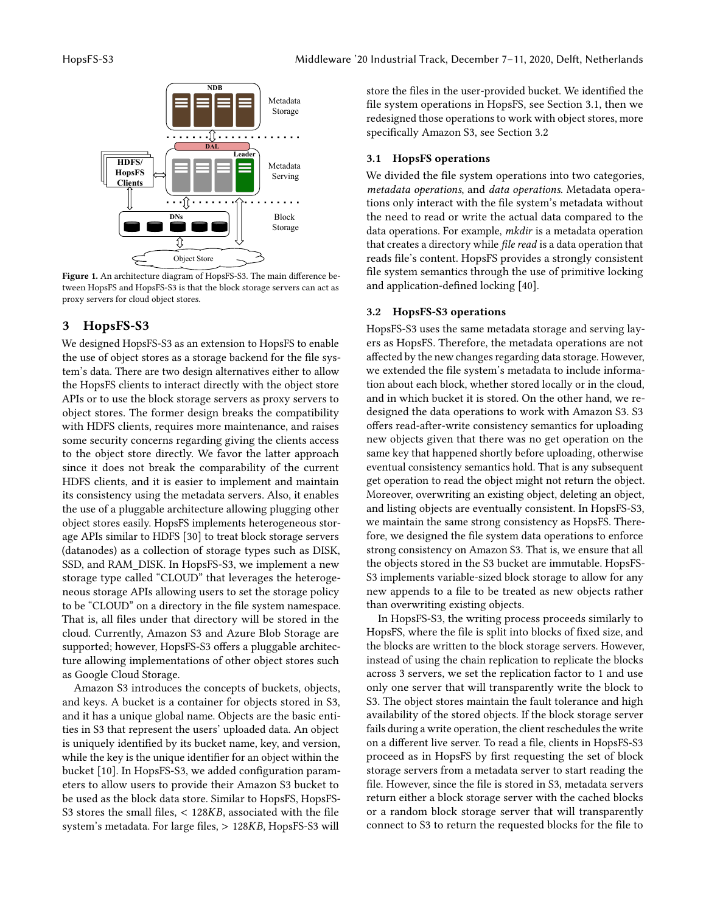Figure 1. An architecture diagram of HopsFS-S3. The main difference between HopsFS and HopsFS-S3 is that the block storage servers can act as proxy servers for cloud object stores.

## 3 HopsFS-S3

We designed HopsFS-S3 as an extension to HopsFS to enable the use of object stores as a storage backend for the file system's data. There are two design alternatives either to allow the HopsFS clients to interact directly with the object store APIs or to use the block storage servers as proxy servers to object stores. The former design breaks the compatibility with HDFS clients, requires more maintenance, and raises some security concerns regarding giving the clients access to the object store directly. We favor the latter approach since it does not break the comparability of the current HDFS clients, and it is easier to implement and maintain its consistency using the metadata servers. Also, it enables the use of a pluggable architecture allowing plugging other object stores easily. HopsFS implements heterogeneous storage APIs similar to HDFS [30] to treat block storage servers (datanodes) as a collection of storage types such as DISK, SSD, and RAM_DISK. In HopsFS-S3, we implement a new storage type called "CLOUD" that leverages the heterogeneous storage APIs allowing users to set the storage policy to be "CLOUD" on a directory in the file system namespace. That is, all files under that directory will be stored in the cloud. Currently, Amazon S3 and Azure Blob Storage are supported; however, HopsFS-S3 offers a pluggable architecture allowing implementations of other object stores such as Google Cloud Storage.

Amazon S3 introduces the concepts of buckets, objects, and keys. A bucket is a container for objects stored in S3, and it has a unique global name. Objects are the basic entities in S3 that represent the users' uploaded data. An object is uniquely identified by its bucket name, key, and version, while the key is the unique identifier for an object within the bucket [10]. In HopsFS-S3, we added configuration parameters to allow users to provide their Amazon S3 bucket to be used as the block data store. Similar to HopsFS, HopsFS-S3 stores the small files, $< 128KB$, associated with the file system's metadata. For large files, $> 128KB$, HopsFS-S3 will store the files in the user-provided bucket. We identified the file system operations in HopsFS, see Section 3.1, then we redesigned those operations to work with object stores, more specifically Amazon S3, see Section 3.2

### 3.1 HopsFS operations

We divided the file system operations into two categories, *metadata operations*, and *data operations*. Metadata operations only interact with the file system's metadata without the need to read or write the actual data compared to the data operations. For example, *mkdir* is a metadata operation that creates a directory while *file read* is a data operation that reads file's content. HopsFS provides a strongly consistent file system semantics through the use of primitive locking and application-defined locking [40].

### 3.2 HopsFS-S3 operations

HopsFS-S3 uses the same metadata storage and serving layers as HopsFS. Therefore, the metadata operations are not affected by the new changes regarding data storage. However, we extended the file system's metadata to include information about each block, whether stored locally or in the cloud, and in which bucket it is stored. On the other hand, we redesigned the data operations to work with Amazon S3. S3 offers read-after-write consistency semantics for uploading new objects given that there was no get operation on the same key that happened shortly before uploading, otherwise eventual consistency semantics hold. That is any subsequent get operation to read the object might not return the object. Moreover, overwriting an existing object, deleting an object, and listing objects are eventually consistent. In HopsFS-S3, we maintain the same strong consistency as HopsFS. Therefore, we designed the file system data operations to enforce strong consistency on Amazon S3. That is, we ensure that all the objects stored in the S3 bucket are immutable. HopsFS-S3 implements variable-sized block storage to allow for any new appends to a file to be treated as new objects rather than overwriting existing objects.

In HopsFS-S3, the writing process proceeds similarly to HopsFS, where the file is split into blocks of fixed size, and the blocks are written to the block storage servers. However, instead of using the chain replication to replicate the blocks across 3 servers, we set the replication factor to 1 and use only one server that will transparently write the block to S3. The object stores maintain the fault tolerance and high availability of the stored objects. If the block storage server fails during a write operation, the client reschedules the write on a different live server. To read a file, clients in HopsFS-S3 proceed as in HopsFS by first requesting the set of block storage servers from a metadata server to start reading the file. However, since the file is stored in S3, metadata servers return either a block storage server with the cached blocks or a random block storage server that will transparently connect to S3 to return the requested blocks for the file to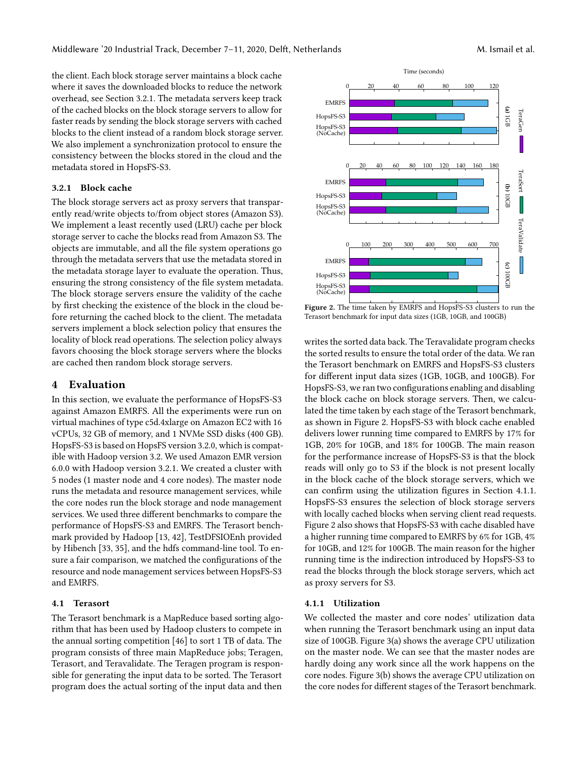the client. Each block storage server maintains a block cache where it saves the downloaded blocks to reduce the network overhead, see Section 3.2.1. The metadata servers keep track of the cached blocks on the block storage servers to allow for faster reads by sending the block storage servers with cached blocks to the client instead of a random block storage server. We also implement a synchronization protocol to ensure the consistency between the blocks stored in the cloud and the metadata stored in HopsFS-S3.

### 3.2.1 Block cache

The block storage servers act as proxy servers that transparently read/write objects to/from object stores (Amazon S3). We implement a least recently used (LRU) cache per block storage server to cache the blocks read from Amazon S3. The objects are immutable, and all the file system operations go through the metadata servers that use the metadata stored in the metadata storage layer to evaluate the operation. Thus, ensuring the strong consistency of the file system metadata. The block storage servers ensure the validity of the cache by first checking the existence of the block in the cloud before returning the cached block to the client. The metadata servers implement a block selection policy that ensures the locality of block read operations. The selection policy always favors choosing the block storage servers where the blocks are cached then random block storage servers.

## 4 Evaluation

In this section, we evaluate the performance of HopsFS-S3 against Amazon EMRFS. All the experiments were run on virtual machines of type c5d.4xlarge on Amazon EC2 with 16 vCPUs, 32 GB of memory, and 1 NVMe SSD disks (400 GB). HopsFS-S3 is based on HopsFS version 3.2.0, which is compatible with Hadoop version 3.2. We used Amazon EMR version 6.0.0 with Hadoop version 3.2.1. We created a cluster with 5 nodes (1 master node and 4 core nodes). The master node runs the metadata and resource management services, while the core nodes run the block storage and node management services. We used three different benchmarks to compare the performance of HopsFS-S3 and EMRFS. The Terasort benchmark provided by Hadoop [13, 42], TestDFSIOEnh provided by Hibench [33, 35], and the hdfs command-line tool. To ensure a fair comparison, we matched the configurations of the resource and node management services between HopsFS-S3 and EMRFS.

### 4.1 Terasort

The Terasort benchmark is a MapReduce based sorting algorithm that has been used by Hadoop clusters to compete in the annual sorting competition [46] to sort 1 TB of data. The program consists of three main MapReduce jobs; Teragen, Terasort, and Teravalidate. The Teragen program is responsible for generating the input data to be sorted. The Terasort program does the actual sorting of the input data and then writes the sorted data back. The Teravalidate program checks the sorted results to ensure the total order of the data. We ran the Terasort benchmark on EMRFS and HopsFS-S3 clusters for different input data sizes (1GB, 10GB, and 100GB). For HopsFS-S3, we ran two configurations enabling and disabling the block cache on block storage servers. Then, we calculated the time taken by each stage of the Terasort benchmark, as shown in Figure 2. HopsFS-S3 with block cache enabled delivers lower running time compared to EMRFS by 17% for 1GB, 20% for 10GB, and 18% for 100GB. The main reason for the performance increase of HopsFS-S3 is that the block reads will only go to S3 if the block is not present locally in the block cache of the block storage servers, which we can confirm using the utilization figures in Section 4.1.1. HopsFS-S3 ensures the selection of block storage servers with locally cached blocks when serving client read requests. Figure 2 also shows that HopsFS-S3 with cache disabled have a higher running time compared to EMRFS by 6% for 1GB, 4% for 10GB, and 12% for 100GB. The main reason for the higher running time is the indirection introduced by HopsFS-S3 to read the blocks through the block storage servers, which act as proxy servers for S3.

**Figure 2.** The time taken by EMRFS and HopsFS-S3 clusters to run the Terasort benchmark for input data sizes (1GB, 10GB, and 100GB)

#### 4.1.1 Utilization

We collected the master and core nodes' utilization data when running the Terasort benchmark using an input data size of 100GB. Figure 3(a) shows the average CPU utilization on the master node. We can see that the master nodes are hardly doing any work since all the work happens on the core nodes. Figure 3(b) shows the average CPU utilization on the core nodes for different stages of the Terasort benchmark.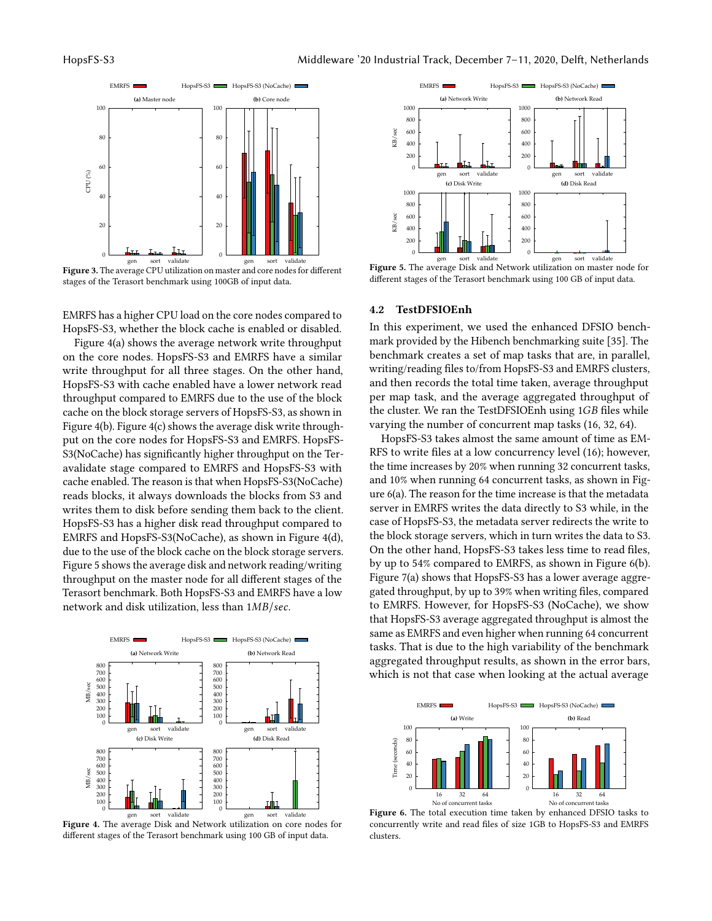Figure 3. The average CPU utilization on master and core nodes for different stages of the Terasort benchmark using 100GB of input data.

EMRFS has a higher CPU load on the core nodes compared to HopsFS-S3, whether the block cache is enabled or disabled.

Figure 4(a) shows the average network write throughput on the core nodes. HopsFS-S3 and EMRFS have a similar write throughput for all three stages. On the other hand, HopsFS-S3 with cache enabled have a lower network read throughput compared to EMRFS due to the use of the block cache on the block storage servers of HopsFS-S3, as shown in Figure 4(b). Figure 4(c) shows the average disk write throughput on the core nodes for HopsFS-S3 and EMRFS. HopsFS-S3(NoCache) has significantly higher throughput on the Teravalidate stage compared to EMRFS and HopsFS-S3 with cache enabled. The reason is that when HopsFS-S3(NoCache) reads blocks, it always downloads the blocks from S3 and writes them to disk before sending them back to the client. HopsFS-S3 has a higher disk read throughput compared to EMRFS and HopsFS-S3(NoCache), as shown in Figure 4(d), due to the use of the block cache on the block storage servers. Figure 5 shows the average disk and network reading/writing throughput on the master node for all different stages of the Terasort benchmark. Both HopsFS-S3 and EMRFS have a low network and disk utilization, less than $1MB/sec$.

Figure 4. The average Disk and Network utilization on core nodes for different stages of the Terasort benchmark using 100 GB of input data.

Figure 5. The average Disk and Network utilization on master node for different stages of the Terasort benchmark using 100 GB of input data.

### 4.2 TestDFSIOEnh

In this experiment, we used the enhanced DFSIO benchmark provided by the Hibench benchmarking suite [35]. The benchmark creates a set of map tasks that are, in parallel, writing/reading files to/from HopsFS-S3 and EMRFS clusters, and then records the total time taken, average throughput per map task, and the average aggregated throughput of the cluster. We ran the TestDFSIOEnh using 1*GB* files while varying the number of concurrent map tasks (16, 32, 64).

HopsFS-S3 takes almost the same amount of time as EMRFS to write files at a low concurrency level (16); however, the time increases by 20% when running 32 concurrent tasks, and 10% when running 64 concurrent tasks, as shown in Figure 6(a). The reason for the time increase is that the metadata server in EMRFS writes the data directly to S3 while, in the case of HopsFS-S3, the metadata server redirects the write to the block storage servers, which in turn writes the data to S3. On the other hand, HopsFS-S3 takes less time to read files, by up to 54% compared to EMRFS, as shown in Figure 6(b). Figure 7(a) shows that HopsFS-S3 has a lower average aggregated throughput, by up to 39% when writing files, compared to EMRFS. However, for HopsFS-S3 (NoCache), we show that HopsFS-S3 average aggregated throughput is almost the same as EMRFS and even higher when running 64 concurrent tasks. That is due to the high variability of the benchmark aggregated throughput results, as shown in the error bars, which is not that case when looking at the actual average

Figure 6. The total execution time taken by enhanced DFSIO tasks to concurrently write and read files of size 1GB to HopsFS-S3 and EMRFS clusters.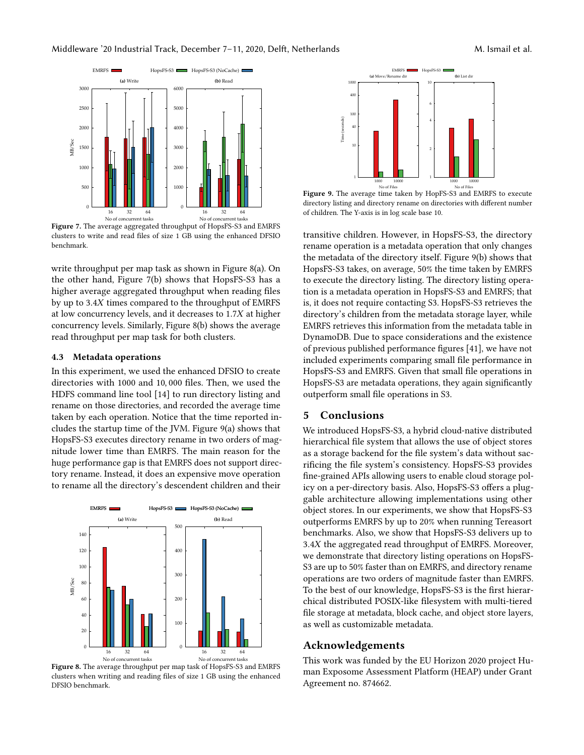Figure 7. The average aggregated throughput of HopsFS-S3 and EMRFS clusters to write and read files of size 1 GB using the enhanced DFSIO benchmark.

Figure 8. The average throughput per map task of HopsFS-S3 and EMRFS clusters when writing and reading files of size 1 GB using the enhanced DFSIO benchmark.

write throughput per map task as shown in Figure 8(a). On the other hand, Figure 7(b) shows that HopsFS-S3 has a higher average aggregated throughput when reading files by up to 3.4$X$ times compared to the throughput of EMRFS at low concurrency levels, and it decreases to 1.7$X$ at higher concurrency levels. Similarly, Figure 8(b) shows the average read throughput per map task for both clusters.

### 4.3 Metadata operations

In this experiment, we used the enhanced DFSIO to create directories with 1000 and 10,000 files. Then, we used the HDFS command line tool [14] to run directory listing and rename on those directories, and recorded the average time taken by each operation. Notice that the time reported includes the startup time of the JVM. Figure 9(a) shows that HopsFS-S3 executes directory rename in two orders of magnitude lower time than EMRFS. The main reason for the huge performance gap is that EMRFS does not support directory rename. Instead, it does an expensive move operation to rename all the directory's descendent children and their

Figure 9. The average time taken by HopFS-S3 and EMRFS to execute directory listing and directory rename on directories with different number of children. The Y-axis is in log scale base 10.

transitive children. However, in HopsFS-S3, the directory rename operation is a metadata operation that only changes the metadata of the directory itself. Figure 9(b) shows that HopsFS-S3 takes, on average, 50% the time taken by EMRFS to execute the directory listing. The directory listing operation is a metadata operation in HopsFS-S3 and EMRFS; that is, it does not require contacting S3. HopsFS-S3 retrieves the directory's children from the metadata storage layer, while EMRFS retrieves this information from the metadata table in DynamoDB. Due to space considerations and the existence of previous published performance figures [41], we have not included experiments comparing small file performance in HopsFS-S3 and EMRFS. Given that small file operations in HopsFS-S3 are metadata operations, they again significantly outperform small file operations in S3.

## 5 Conclusions

We introduced HopsFS-S3, a hybrid cloud-native distributed hierarchical file system that allows the use of object stores as a storage backend for the file system's data without sacrificing the file system's consistency. HopsFS-S3 provides fine-grained APIs allowing users to enable cloud storage policy on a per-directory basis. Also, HopsFS-S3 offers a pluggable architecture allowing implementations using other object stores. In our experiments, we show that HopsFS-S3 outperforms EMRFS by up to 20% when running Tereasort benchmarks. Also, we show that HopsFS-S3 delivers up to 3.4$X$ the aggregated read throughput of EMRFS. Moreover, we demonstrate that directory listing operations on HopsFS-S3 are up to 50% faster than on EMRFS, and directory rename operations are two orders of magnitude faster than EMRFS. To the best of our knowledge, HopsFS-S3 is the first hierarchical distributed POSIX-like filesystem with multi-tiered file storage at metadata, block cache, and object store layers, as well as customizable metadata.

## Acknowledgements

This work was funded by the EU Horizon 2020 project Human Exposome Assessment Platform (HEAP) under Grant Agreement no. 874662.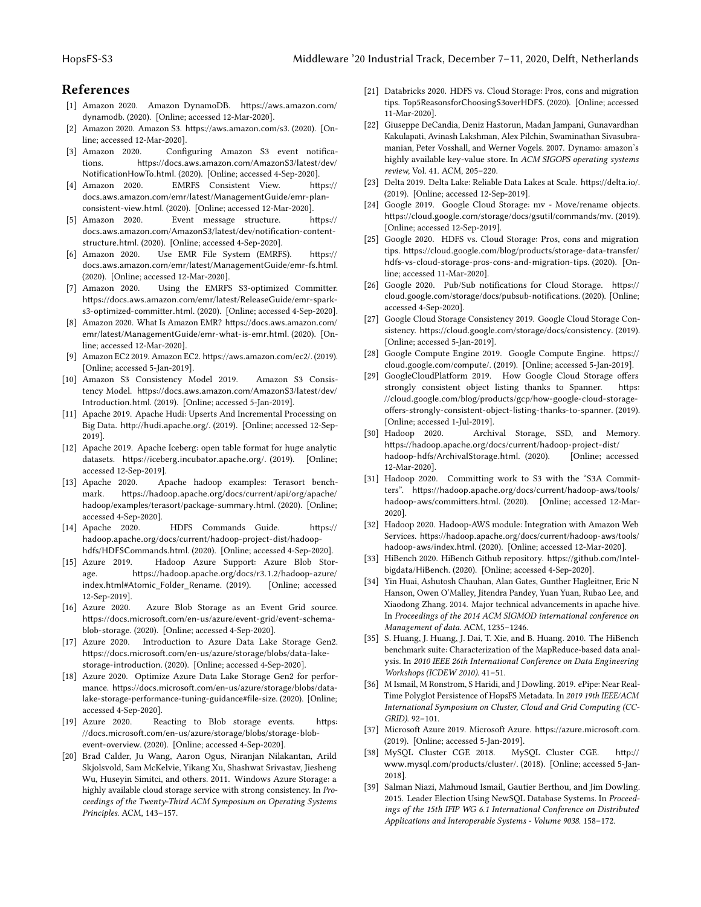## References

[1] Amazon 2020. Amazon DynamoDB. https://aws.amazon.com/dynamodb. (2020). [Online; accessed 12-Mar-2020].

[2] Amazon 2020. Amazon S3. https://aws.amazon.com/s3. (2020). [Online; accessed 12-Mar-2020].

[3] Amazon 2020. Configuring Amazon S3 event notifications. https://docs.aws.amazon.com/AmazonS3/latest/dev/NotificationHowTo.html. (2020). [Online; accessed 4-Sep-2020].

[4] Amazon 2020. EMRFS Consistent View. https://docs.aws.amazon.com/emr/latest/ManagementGuide/emr-plan-consistent-view.html. (2020). [Online; accessed 12-Mar-2020].

[5] Amazon 2020. Event message structure. https://docs.aws.amazon.com/AmazonS3/latest/dev/notification-content-structure.html. (2020). [Online; accessed 4-Sep-2020].

[6] Amazon 2020. Use EMR File System (EMRFS). https://docs.aws.amazon.com/emr/latest/ManagementGuide/emr-fs.html. (2020). [Online; accessed 12-Mar-2020].

[7] Amazon 2020. Using the EMRFS S3-optimized Committer. https://docs.aws.amazon.com/emr/latest/ReleaseGuide/emr-spark-s3-optimized-committer.html. (2020). [Online; accessed 4-Sep-2020].

[8] Amazon 2020. What Is Amazon EMR? https://docs.aws.amazon.com/emr/latest/ManagementGuide/emr-what-is-emr.html. (2020). [Online; accessed 12-Mar-2020].

[9] Amazon EC2 2019. Amazon EC2. https://aws.amazon.com/ec2/. (2019). [Online; accessed 5-Jan-2019].

[10] Amazon S3 Consistency Model 2019. Amazon S3 Consistency Model. https://docs.aws.amazon.com/AmazonS3/latest/dev/Introduction.html. (2019). [Online; accessed 5-Jan-2019].

[11] Apache 2019. Apache Hudi: Upserts And Incremental Processing on Big Data. http://hudi.apache.org/. (2019). [Online; accessed 12-Sep-2019].

[12] Apache 2019. Apache Iceberg: open table format for huge analytic datasets. https://iceberg.incubator.apache.org/. (2019). [Online; accessed 12-Sep-2019].

[13] Apache 2020. Apache hadoop examples: Terasort benchmark. https://hadoop.apache.org/docs/current/api/org/apache/hadoop/examples/terasort/package-summary.html. (2020). [Online; accessed 4-Sep-2020].

[14] Apache 2020. HDFS Commands Guide. https://hadoop.apache.org/docs/current/hadoop-project-dist/hadoop-hdfs/HDFSCommands.html. (2020). [Online; accessed 4-Sep-2020].

[15] Azure 2019. Hadoop Azure Support: Azure Blob Storage. https://hadoop.apache.org/docs/r3.1.2/hadoop-azure/index.html#Atomic_Folder_Rename. (2019). [Online; accessed 12-Sep-2019].

[16] Azure 2020. Azure Blob Storage as an Event Grid source. https://docs.microsoft.com/en-us/azure/event-grid/event-schema-blob-storage. (2020). [Online; accessed 4-Sep-2020].

[17] Azure 2020. Introduction to Azure Data Lake Storage Gen2. https://docs.microsoft.com/en-us/azure/storage/blobs/data-lake-storage-introduction. (2020). [Online; accessed 4-Sep-2020].

[18] Azure 2020. Optimize Azure Data Lake Storage Gen2 for performance. https://docs.microsoft.com/en-us/azure/storage/blobs/data-lake-storage-performance-tuning-guidance#file-size. (2020). [Online; accessed 4-Sep-2020].

[19] Azure 2020. Reacting to Blob storage events. https://docs.microsoft.com/en-us/azure/storage/blobs/storage-blob-event-overview. (2020). [Online; accessed 4-Sep-2020].

[20] Brad Calder, Ju Wang, Aaron Ogus, Niranjan Nilakantan, Arild Skjolsvold, Sam McKelvie, Yikang Xu, Shashwat Srivastav, Jiesheng Wu, Huseyin Simitci, and others. 2011. Windows Azure Storage: a highly available cloud storage service with strong consistency. In *Proceedings of the Twenty-Third ACM Symposium on Operating Systems Principles*. ACM, 143–157.

[21] Databricks 2020. HDFS vs. Cloud Storage: Pros, cons and migration tips. Top5ReasonsforChoosingS3overHDFS. (2020). [Online; accessed 11-Mar-2020].

[22] Giuseppe DeCandia, Deniz Hastorun, Madan Jampani, Gunavardhan Kakulapati, Avinash Lakshman, Alex Pilchin, Swaminathan Sivasubramanian, Peter Vosshall, and Werner Vogels. 2007. Dynamo: amazon's highly available key-value store. In *ACM SIGOPS operating systems review*, Vol. 41. ACM, 205–220.

[23] Delta 2019. Delta Lake: Reliable Data Lakes at Scale. https://delta.io/. (2019). [Online; accessed 12-Sep-2019].

[24] Google 2019. Google Cloud Storage: mv - Move/rename objects. https://cloud.google.com/storage/docs/gsutil/commands/mv. (2019). [Online; accessed 12-Sep-2019].

[25] Google 2020. HDFS vs. Cloud Storage: Pros, cons and migration tips. https://cloud.google.com/blog/products/storage-data-transfer/hdfs-vs-cloud-storage-pros-cons-and-migration-tips. (2020). [Online; accessed 11-Mar-2020].

[26] Google 2020. Pub/Sub notifications for Cloud Storage. https://cloud.google.com/storage/docs/pubsub-notifications. (2020). [Online; accessed 4-Sep-2020].

[27] Google Cloud Storage Consistency 2019. Google Cloud Storage Consistency. https://cloud.google.com/storage/docs/consistency. (2019). [Online; accessed 5-Jan-2019].

[28] Google Compute Engine 2019. Google Compute Engine. https://cloud.google.com/compute/. (2019). [Online; accessed 5-Jan-2019].

[29] GoogleCloudPlatform 2019. How Google Cloud Storage offers strongly consistent object listing thanks to Spanner. https://cloud.google.com/blog/products/gcp/how-google-cloud-storage-offers-strongly-consistent-object-listing-thanks-to-spanner. (2019). [Online; accessed 1-Jul-2019].

[30] Hadoop 2020. Archival Storage, SSD, and Memory. https://hadoop.apache.org/docs/current/hadoop-project-dist/hadoop-hdfs/ArchivalStorage.html. (2020). [Online; accessed 12-Mar-2020].

[31] Hadoop 2020. Committing work to S3 with the "S3A Committers". https://hadoop.apache.org/docs/current/hadoop-aws/tools/hadoop-aws/committers.html. (2020). [Online; accessed 12-Mar-2020].

[32] Hadoop 2020. Hadoop-AWS module: Integration with Amazon Web Services. https://hadoop.apache.org/docs/current/hadoop-aws/tools/hadoop-aws/index.html. (2020). [Online; accessed 12-Mar-2020].

[33] HiBench 2020. HiBench Github repository. https://github.com/Intel-bigdata/HiBench. (2020). [Online; accessed 4-Sep-2020].

[34] Yin Huai, Ashutosh Chauhan, Alan Gates, Gunther Hagleitner, Eric N Hanson, Owen O'Malley, Jitendra Pandey, Yuan Yuan, Rubao Lee, and Xiaodong Zhang. 2014. Major technical advancements in apache hive. In *Proceedings of the 2014 ACM SIGMOD international conference on Management of data*. ACM, 1235–1246.

[35] S. Huang, J. Huang, J. Dai, T. Xie, and B. Huang. 2010. The HiBench benchmark suite: Characterization of the MapReduce-based data analysis. In *2010 IEEE 26th International Conference on Data Engineering Workshops (ICDEW 2010)*. 41–51.

[36] M Ismail, M Ronstrom, S Haridi, and J Dowling. 2019. ePipe: Near Real-Time Polyglot Persistence of HopsFS Metadata. In *2019 19th IEEE/ACM International Symposium on Cluster, Cloud and Grid Computing (CCGRID)*. 92–101.

[37] Microsoft Azure 2019. Microsoft Azure. https://azure.microsoft.com. (2019). [Online; accessed 5-Jan-2019].

[38] MySQL Cluster CGE 2018. MySQL Cluster CGE. http://www.mysql.com/products/cluster/. (2018). [Online; accessed 5-Jan-2018].

[39] Salman Niazi, Mahmoud Ismail, Gautier Berthou, and Jim Dowling. 2015. Leader Election Using NewSQL Database Systems. In *Proceedings of the 15th IFIP WG 6.1 International Conference on Distributed Applications and Interoperable Systems - Volume 9038*. 158–172.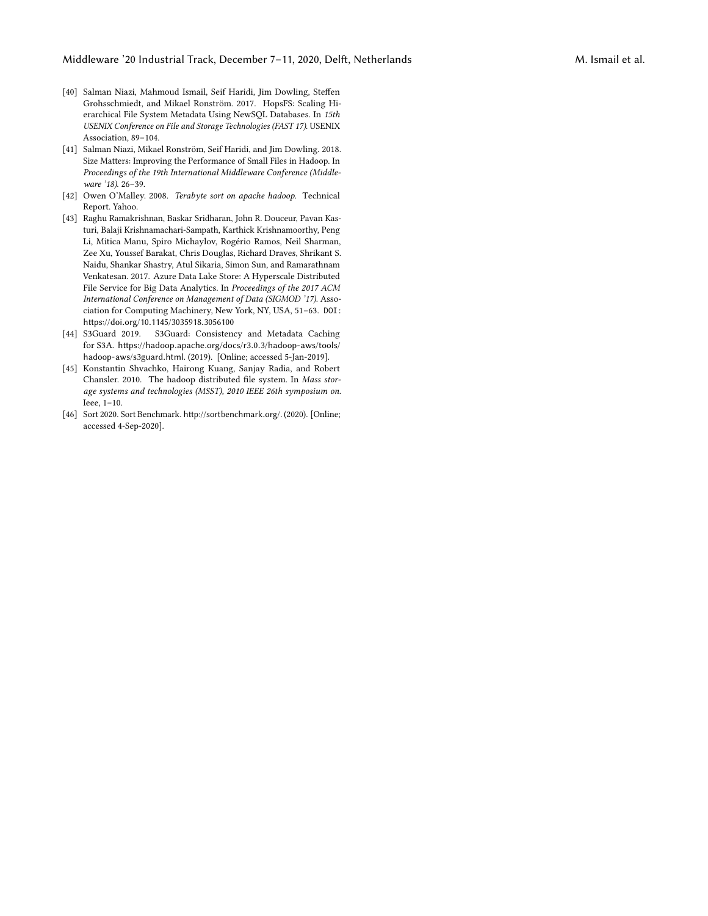[40] Salman Niazi, Mahmoud Ismail, Seif Haridi, Jim Dowling, Steffen Grohsschmiedt, and Mikael Ronström. 2017. HopsFS: Scaling Hierarchical File System Metadata Using NewSQL Databases. In *15th USENIX Conference on File and Storage Technologies (FAST 17)*. USENIX Association, 89–104.

[41] Salman Niazi, Mikael Ronström, Seif Haridi, and Jim Dowling. 2018. Size Matters: Improving the Performance of Small Files in Hadoop. In *Proceedings of the 19th International Middleware Conference (Middleware '18)*. 26–39.

[42] Owen O'Malley. 2008. *Terabyte sort on apache hadoop*. Technical Report. Yahoo.

[43] Raghu Ramakrishnan, Baskar Sridharan, John R. Douceur, Pavan Kasturi, Balaji Krishnamachari-Sampath, Karthick Krishnamoorthy, Peng Li, Mitica Manu, Spiro Michaylov, Rogério Ramos, Neil Sharman, Zee Xu, Youssef Barakat, Chris Douglas, Richard Draves, Shrikant S. Naidu, Shankar Shastry, Atul Sikaria, Simon Sun, and Ramarathnam Venkatesan. 2017. Azure Data Lake Store: A Hyperscale Distributed File Service for Big Data Analytics. In *Proceedings of the 2017 ACM International Conference on Management of Data (SIGMOD '17)*. Association for Computing Machinery, New York, NY, USA, 51–63. DOI: https://doi.org/10.1145/3035918.3056100

[44] S3Guard 2019. S3Guard: Consistency and Metadata Caching for S3A. https://hadoop.apache.org/docs/r3.0.3/hadoop-aws/tools/hadoop-aws/s3guard.html. (2019). [Online; accessed 5-Jan-2019].

[45] Konstantin Shvachko, Hairong Kuang, Sanjay Radia, and Robert Chansler. 2010. The hadoop distributed file system. In *Mass storage systems and technologies (MSST), 2010 IEEE 26th symposium on*. Ieee, 1–10.

[46] Sort 2020. Sort Benchmark. http://sortbenchmark.org/. (2020). [Online; accessed 4-Sep-2020].